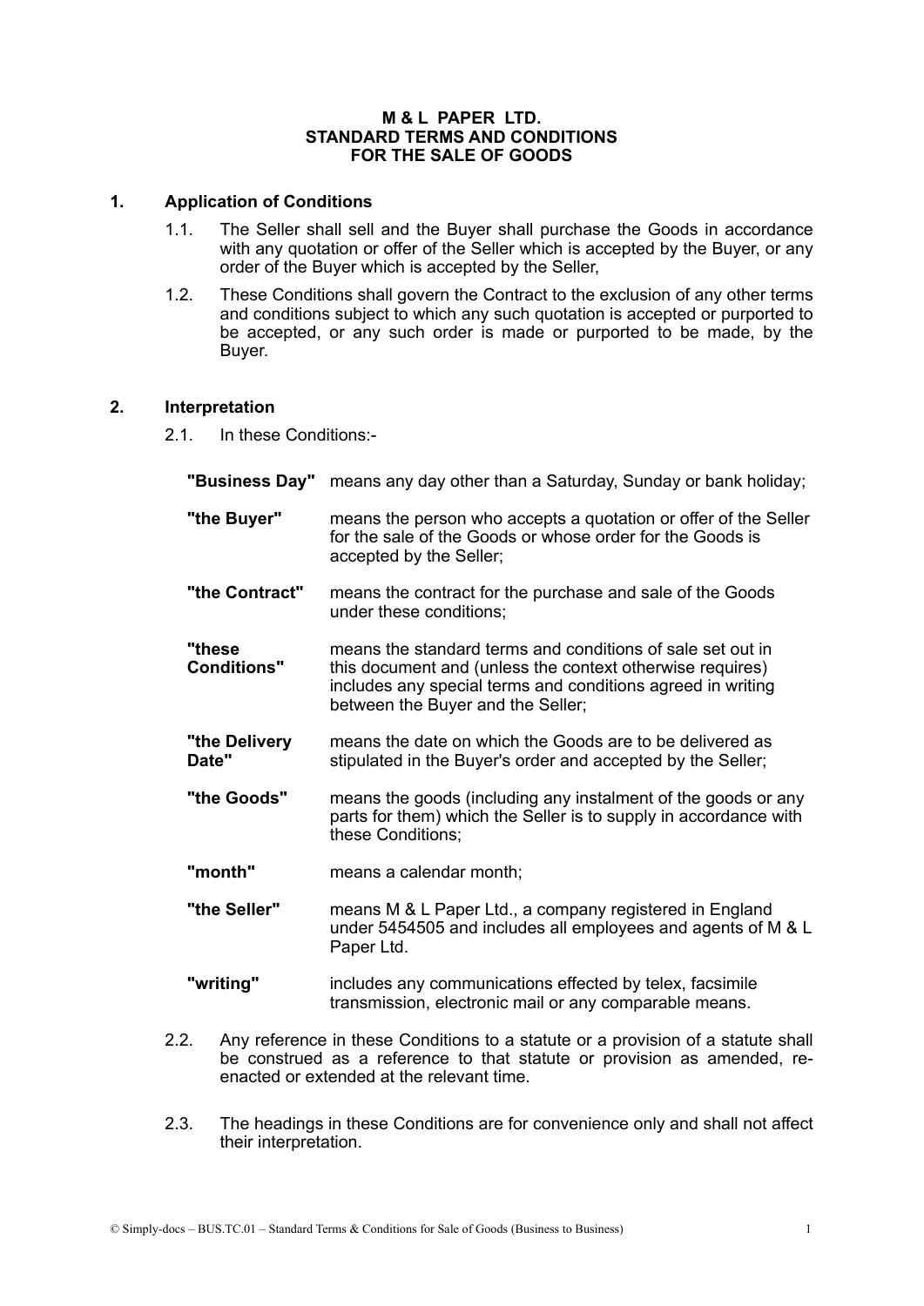# M & L PAPER LTD.
# STANDARD TERMS AND CONDITIONS
# FOR THE SALE OF GOODS

## 1. Application of Conditions

1.1. The Seller shall sell and the Buyer shall purchase the Goods in accordance with any quotation or offer of the Seller which is accepted by the Buyer, or any order of the Buyer which is accepted by the Seller,

1.2. These Conditions shall govern the Contract to the exclusion of any other terms and conditions subject to which any such quotation is accepted or purported to be accepted, or any such order is made or purported to be made, by the Buyer.

## 2. Interpretation

2.1. In these Conditions:-

**"Business Day"** means any day other than a Saturday, Sunday or bank holiday;

**"the Buyer"** means the person who accepts a quotation or offer of the Seller for the sale of the Goods or whose order for the Goods is accepted by the Seller;

**"the Contract"** means the contract for the purchase and sale of the Goods under these conditions;

**"these Conditions"** means the standard terms and conditions of sale set out in this document and (unless the context otherwise requires) includes any special terms and conditions agreed in writing between the Buyer and the Seller;

**"the Delivery Date"** means the date on which the Goods are to be delivered as stipulated in the Buyer's order and accepted by the Seller;

**"the Goods"** means the goods (including any instalment of the goods or any parts for them) which the Seller is to supply in accordance with these Conditions;

**"month"** means a calendar month;

**"the Seller"** means M & L Paper Ltd., a company registered in England under 5454505 and includes all employees and agents of M & L Paper Ltd.

**"writing"** includes any communications effected by telex, facsimile transmission, electronic mail or any comparable means.

2.2. Any reference in these Conditions to a statute or a provision of a statute shall be construed as a reference to that statute or provision as amended, re-enacted or extended at the relevant time.

2.3. The headings in these Conditions are for convenience only and shall not affect their interpretation.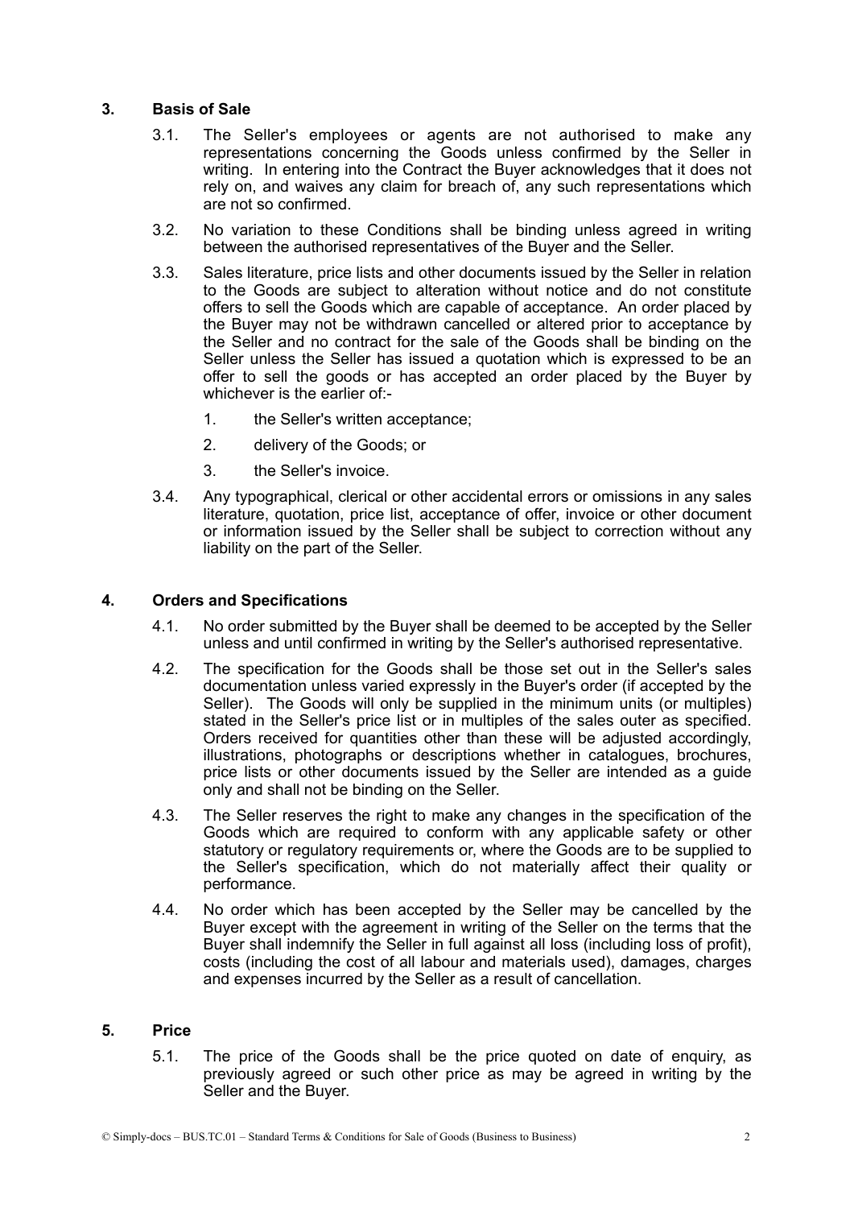## 3. Basis of Sale

3.1. The Seller's employees or agents are not authorised to make any representations concerning the Goods unless confirmed by the Seller in writing. In entering into the Contract the Buyer acknowledges that it does not rely on, and waives any claim for breach of, any such representations which are not so confirmed.

3.2. No variation to these Conditions shall be binding unless agreed in writing between the authorised representatives of the Buyer and the Seller.

3.3. Sales literature, price lists and other documents issued by the Seller in relation to the Goods are subject to alteration without notice and do not constitute offers to sell the Goods which are capable of acceptance. An order placed by the Buyer may not be withdrawn cancelled or altered prior to acceptance by the Seller and no contract for the sale of the Goods shall be binding on the Seller unless the Seller has issued a quotation which is expressed to be an offer to sell the goods or has accepted an order placed by the Buyer by whichever is the earlier of:-

1. the Seller's written acceptance;
2. delivery of the Goods; or
3. the Seller's invoice.

3.4. Any typographical, clerical or other accidental errors or omissions in any sales literature, quotation, price list, acceptance of offer, invoice or other document or information issued by the Seller shall be subject to correction without any liability on the part of the Seller.

## 4. Orders and Specifications

4.1. No order submitted by the Buyer shall be deemed to be accepted by the Seller unless and until confirmed in writing by the Seller's authorised representative.

4.2. The specification for the Goods shall be those set out in the Seller's sales documentation unless varied expressly in the Buyer's order (if accepted by the Seller). The Goods will only be supplied in the minimum units (or multiples) stated in the Seller's price list or in multiples of the sales outer as specified. Orders received for quantities other than these will be adjusted accordingly, illustrations, photographs or descriptions whether in catalogues, brochures, price lists or other documents issued by the Seller are intended as a guide only and shall not be binding on the Seller.

4.3. The Seller reserves the right to make any changes in the specification of the Goods which are required to conform with any applicable safety or other statutory or regulatory requirements or, where the Goods are to be supplied to the Seller's specification, which do not materially affect their quality or performance.

4.4. No order which has been accepted by the Seller may be cancelled by the Buyer except with the agreement in writing of the Seller on the terms that the Buyer shall indemnify the Seller in full against all loss (including loss of profit), costs (including the cost of all labour and materials used), damages, charges and expenses incurred by the Seller as a result of cancellation.

## 5. Price

5.1. The price of the Goods shall be the price quoted on date of enquiry, as previously agreed or such other price as may be agreed in writing by the Seller and the Buyer.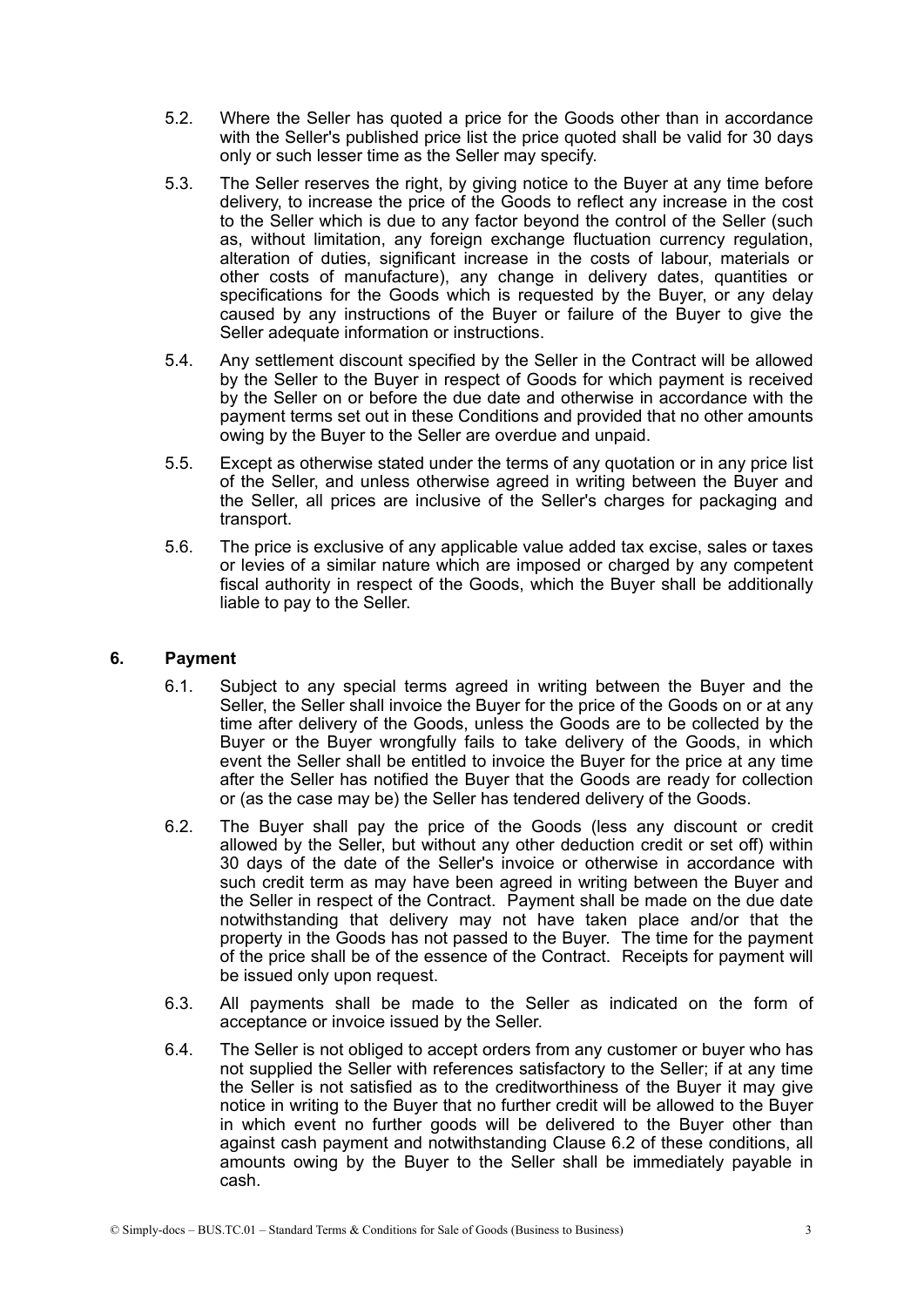5.2. Where the Seller has quoted a price for the Goods other than in accordance with the Seller's published price list the price quoted shall be valid for 30 days only or such lesser time as the Seller may specify.

5.3. The Seller reserves the right, by giving notice to the Buyer at any time before delivery, to increase the price of the Goods to reflect any increase in the cost to the Seller which is due to any factor beyond the control of the Seller (such as, without limitation, any foreign exchange fluctuation currency regulation, alteration of duties, significant increase in the costs of labour, materials or other costs of manufacture), any change in delivery dates, quantities or specifications for the Goods which is requested by the Buyer, or any delay caused by any instructions of the Buyer or failure of the Buyer to give the Seller adequate information or instructions.

5.4. Any settlement discount specified by the Seller in the Contract will be allowed by the Seller to the Buyer in respect of Goods for which payment is received by the Seller on or before the due date and otherwise in accordance with the payment terms set out in these Conditions and provided that no other amounts owing by the Buyer to the Seller are overdue and unpaid.

5.5. Except as otherwise stated under the terms of any quotation or in any price list of the Seller, and unless otherwise agreed in writing between the Buyer and the Seller, all prices are inclusive of the Seller's charges for packaging and transport.

5.6. The price is exclusive of any applicable value added tax excise, sales or taxes or levies of a similar nature which are imposed or charged by any competent fiscal authority in respect of the Goods, which the Buyer shall be additionally liable to pay to the Seller.

## 6. Payment

6.1. Subject to any special terms agreed in writing between the Buyer and the Seller, the Seller shall invoice the Buyer for the price of the Goods on or at any time after delivery of the Goods, unless the Goods are to be collected by the Buyer or the Buyer wrongfully fails to take delivery of the Goods, in which event the Seller shall be entitled to invoice the Buyer for the price at any time after the Seller has notified the Buyer that the Goods are ready for collection or (as the case may be) the Seller has tendered delivery of the Goods.

6.2. The Buyer shall pay the price of the Goods (less any discount or credit allowed by the Seller, but without any other deduction credit or set off) within 30 days of the date of the Seller's invoice or otherwise in accordance with such credit term as may have been agreed in writing between the Buyer and the Seller in respect of the Contract. Payment shall be made on the due date notwithstanding that delivery may not have taken place and/or that the property in the Goods has not passed to the Buyer. The time for the payment of the price shall be of the essence of the Contract. Receipts for payment will be issued only upon request.

6.3. All payments shall be made to the Seller as indicated on the form of acceptance or invoice issued by the Seller.

6.4. The Seller is not obliged to accept orders from any customer or buyer who has not supplied the Seller with references satisfactory to the Seller; if at any time the Seller is not satisfied as to the creditworthiness of the Buyer it may give notice in writing to the Buyer that no further credit will be allowed to the Buyer in which event no further goods will be delivered to the Buyer other than against cash payment and notwithstanding Clause 6.2 of these conditions, all amounts owing by the Buyer to the Seller shall be immediately payable in cash.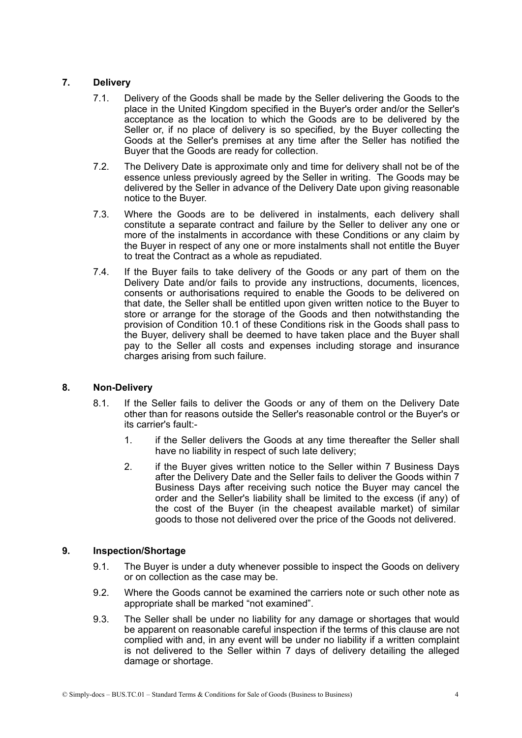## 7. Delivery

7.1. Delivery of the Goods shall be made by the Seller delivering the Goods to the place in the United Kingdom specified in the Buyer's order and/or the Seller's acceptance as the location to which the Goods are to be delivered by the Seller or, if no place of delivery is so specified, by the Buyer collecting the Goods at the Seller's premises at any time after the Seller has notified the Buyer that the Goods are ready for collection.

7.2. The Delivery Date is approximate only and time for delivery shall not be of the essence unless previously agreed by the Seller in writing. The Goods may be delivered by the Seller in advance of the Delivery Date upon giving reasonable notice to the Buyer.

7.3. Where the Goods are to be delivered in instalments, each delivery shall constitute a separate contract and failure by the Seller to deliver any one or more of the instalments in accordance with these Conditions or any claim by the Buyer in respect of any one or more instalments shall not entitle the Buyer to treat the Contract as a whole as repudiated.

7.4. If the Buyer fails to take delivery of the Goods or any part of them on the Delivery Date and/or fails to provide any instructions, documents, licences, consents or authorisations required to enable the Goods to be delivered on that date, the Seller shall be entitled upon given written notice to the Buyer to store or arrange for the storage of the Goods and then notwithstanding the provision of Condition 10.1 of these Conditions risk in the Goods shall pass to the Buyer, delivery shall be deemed to have taken place and the Buyer shall pay to the Seller all costs and expenses including storage and insurance charges arising from such failure.

## 8. Non-Delivery

8.1. If the Seller fails to deliver the Goods or any of them on the Delivery Date other than for reasons outside the Seller's reasonable control or the Buyer's or its carrier's fault:-

1. if the Seller delivers the Goods at any time thereafter the Seller shall have no liability in respect of such late delivery;
2. if the Buyer gives written notice to the Seller within 7 Business Days after the Delivery Date and the Seller fails to deliver the Goods within 7 Business Days after receiving such notice the Buyer may cancel the order and the Seller's liability shall be limited to the excess (if any) of the cost of the Buyer (in the cheapest available market) of similar goods to those not delivered over the price of the Goods not delivered.

## 9. Inspection/Shortage

9.1. The Buyer is under a duty whenever possible to inspect the Goods on delivery or on collection as the case may be.

9.2. Where the Goods cannot be examined the carriers note or such other note as appropriate shall be marked "not examined".

9.3. The Seller shall be under no liability for any damage or shortages that would be apparent on reasonable careful inspection if the terms of this clause are not complied with and, in any event will be under no liability if a written complaint is not delivered to the Seller within 7 days of delivery detailing the alleged damage or shortage.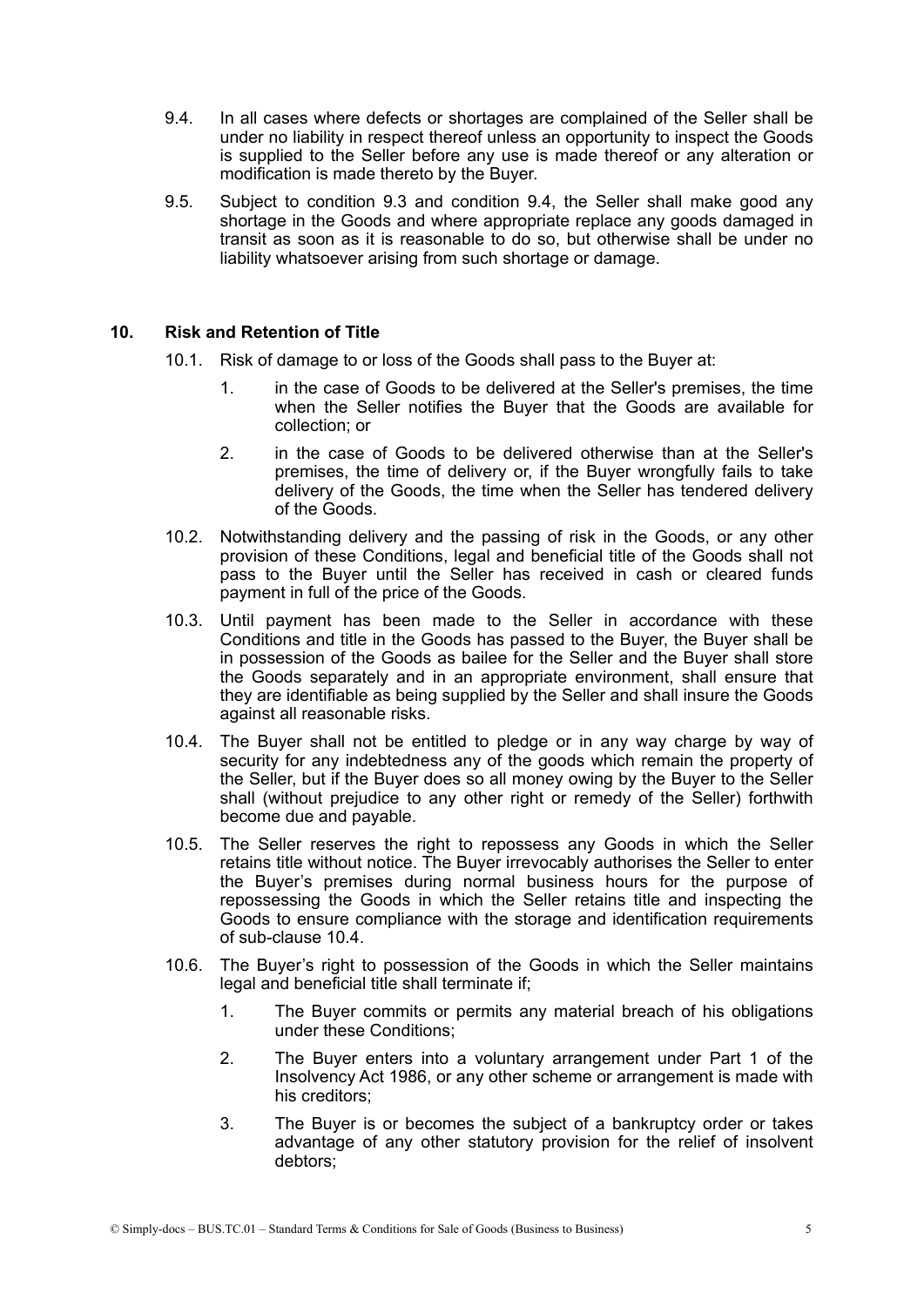9.4. In all cases where defects or shortages are complained of the Seller shall be under no liability in respect thereof unless an opportunity to inspect the Goods is supplied to the Seller before any use is made thereof or any alteration or modification is made thereto by the Buyer.

9.5. Subject to condition 9.3 and condition 9.4, the Seller shall make good any shortage in the Goods and where appropriate replace any goods damaged in transit as soon as it is reasonable to do so, but otherwise shall be under no liability whatsoever arising from such shortage or damage.

## 10. Risk and Retention of Title

10.1. Risk of damage to or loss of the Goods shall pass to the Buyer at:

1. in the case of Goods to be delivered at the Seller's premises, the time when the Seller notifies the Buyer that the Goods are available for collection; or
2. in the case of Goods to be delivered otherwise than at the Seller's premises, the time of delivery or, if the Buyer wrongfully fails to take delivery of the Goods, the time when the Seller has tendered delivery of the Goods.

10.2. Notwithstanding delivery and the passing of risk in the Goods, or any other provision of these Conditions, legal and beneficial title of the Goods shall not pass to the Buyer until the Seller has received in cash or cleared funds payment in full of the price of the Goods.

10.3. Until payment has been made to the Seller in accordance with these Conditions and title in the Goods has passed to the Buyer, the Buyer shall be in possession of the Goods as bailee for the Seller and the Buyer shall store the Goods separately and in an appropriate environment, shall ensure that they are identifiable as being supplied by the Seller and shall insure the Goods against all reasonable risks.

10.4. The Buyer shall not be entitled to pledge or in any way charge by way of security for any indebtedness any of the goods which remain the property of the Seller, but if the Buyer does so all money owing by the Buyer to the Seller shall (without prejudice to any other right or remedy of the Seller) forthwith become due and payable.

10.5. The Seller reserves the right to repossess any Goods in which the Seller retains title without notice. The Buyer irrevocably authorises the Seller to enter the Buyer's premises during normal business hours for the purpose of repossessing the Goods in which the Seller retains title and inspecting the Goods to ensure compliance with the storage and identification requirements of sub-clause 10.4.

10.6. The Buyer's right to possession of the Goods in which the Seller maintains legal and beneficial title shall terminate if;

1. The Buyer commits or permits any material breach of his obligations under these Conditions;
2. The Buyer enters into a voluntary arrangement under Part 1 of the Insolvency Act 1986, or any other scheme or arrangement is made with his creditors;
3. The Buyer is or becomes the subject of a bankruptcy order or takes advantage of any other statutory provision for the relief of insolvent debtors;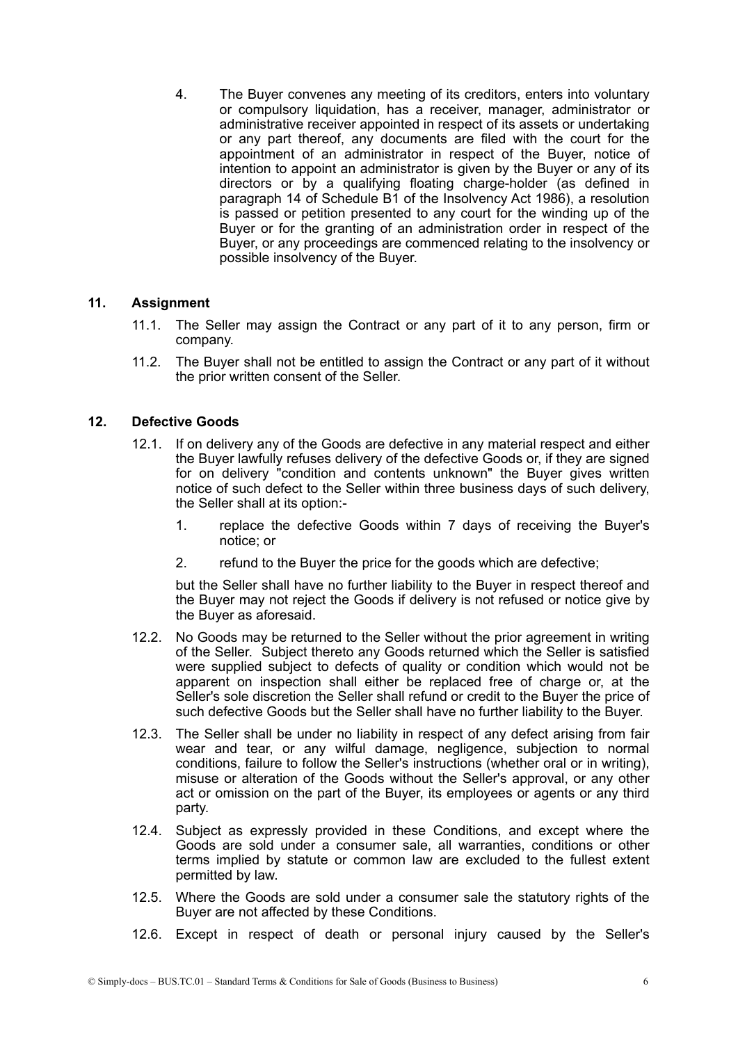4. The Buyer convenes any meeting of its creditors, enters into voluntary or compulsory liquidation, has a receiver, manager, administrator or administrative receiver appointed in respect of its assets or undertaking or any part thereof, any documents are filed with the court for the appointment of an administrator in respect of the Buyer, notice of intention to appoint an administrator is given by the Buyer or any of its directors or by a qualifying floating charge-holder (as defined in paragraph 14 of Schedule B1 of the Insolvency Act 1986), a resolution is passed or petition presented to any court for the winding up of the Buyer or for the granting of an administration order in respect of the Buyer, or any proceedings are commenced relating to the insolvency or possible insolvency of the Buyer.

## 11. Assignment

11.1. The Seller may assign the Contract or any part of it to any person, firm or company.

11.2. The Buyer shall not be entitled to assign the Contract or any part of it without the prior written consent of the Seller.

## 12. Defective Goods

12.1. If on delivery any of the Goods are defective in any material respect and either the Buyer lawfully refuses delivery of the defective Goods or, if they are signed for on delivery "condition and contents unknown" the Buyer gives written notice of such defect to the Seller within three business days of such delivery, the Seller shall at its option:-

1. replace the defective Goods within 7 days of receiving the Buyer's notice; or
2. refund to the Buyer the price for the goods which are defective;

but the Seller shall have no further liability to the Buyer in respect thereof and the Buyer may not reject the Goods if delivery is not refused or notice give by the Buyer as aforesaid.

12.2. No Goods may be returned to the Seller without the prior agreement in writing of the Seller. Subject thereto any Goods returned which the Seller is satisfied were supplied subject to defects of quality or condition which would not be apparent on inspection shall either be replaced free of charge or, at the Seller's sole discretion the Seller shall refund or credit to the Buyer the price of such defective Goods but the Seller shall have no further liability to the Buyer.

12.3. The Seller shall be under no liability in respect of any defect arising from fair wear and tear, or any wilful damage, negligence, subjection to normal conditions, failure to follow the Seller's instructions (whether oral or in writing), misuse or alteration of the Goods without the Seller's approval, or any other act or omission on the part of the Buyer, its employees or agents or any third party.

12.4. Subject as expressly provided in these Conditions, and except where the Goods are sold under a consumer sale, all warranties, conditions or other terms implied by statute or common law are excluded to the fullest extent permitted by law.

12.5. Where the Goods are sold under a consumer sale the statutory rights of the Buyer are not affected by these Conditions.

12.6. Except in respect of death or personal injury caused by the Seller's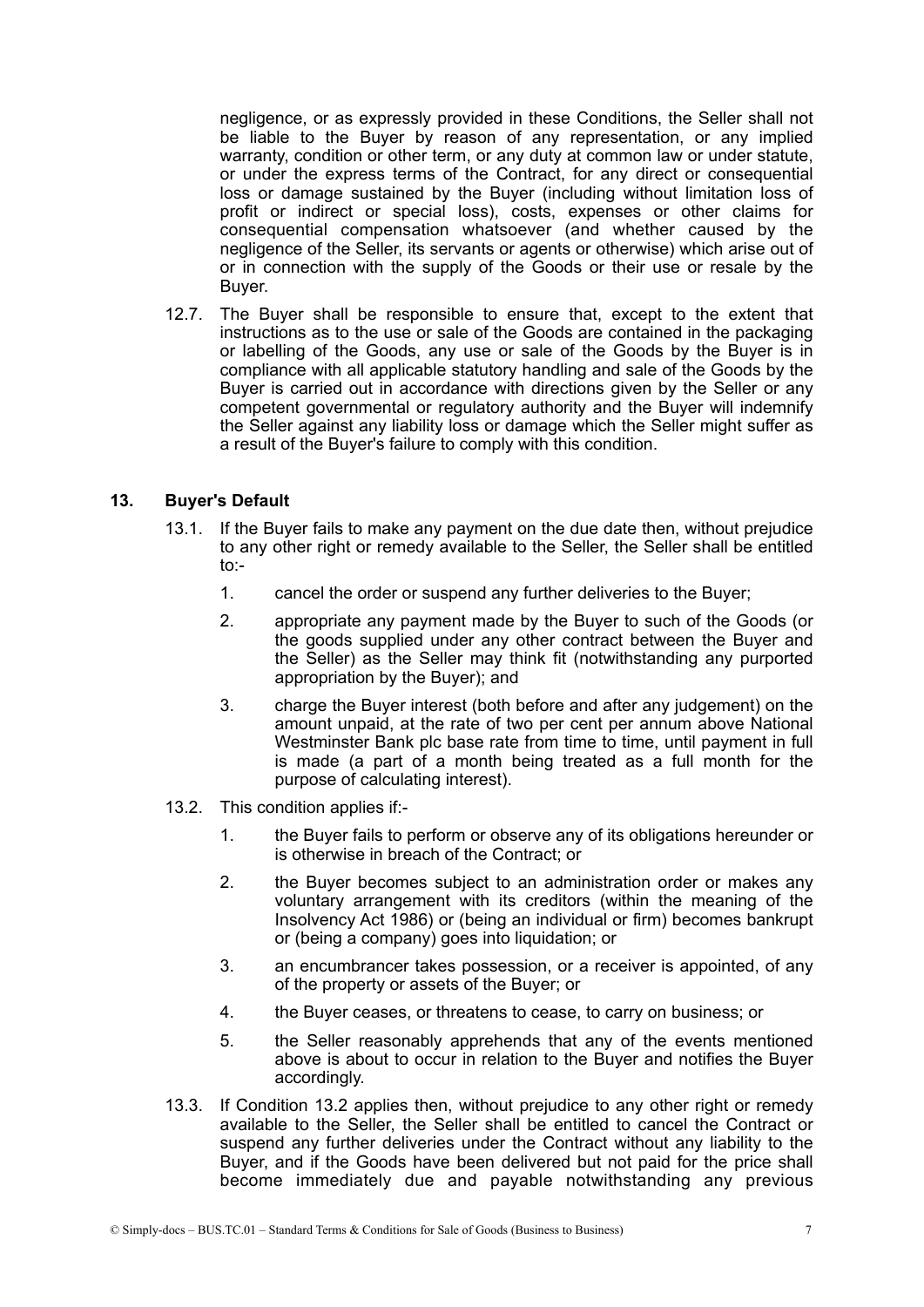negligence, or as expressly provided in these Conditions, the Seller shall not be liable to the Buyer by reason of any representation, or any implied warranty, condition or other term, or any duty at common law or under statute, or under the express terms of the Contract, for any direct or consequential loss or damage sustained by the Buyer (including without limitation loss of profit or indirect or special loss), costs, expenses or other claims for consequential compensation whatsoever (and whether caused by the negligence of the Seller, its servants or agents or otherwise) which arise out of or in connection with the supply of the Goods or their use or resale by the Buyer.

12.7. The Buyer shall be responsible to ensure that, except to the extent that instructions as to the use or sale of the Goods are contained in the packaging or labelling of the Goods, any use or sale of the Goods by the Buyer is in compliance with all applicable statutory handling and sale of the Goods by the Buyer is carried out in accordance with directions given by the Seller or any competent governmental or regulatory authority and the Buyer will indemnify the Seller against any liability loss or damage which the Seller might suffer as a result of the Buyer's failure to comply with this condition.

## 13. Buyer's Default

13.1. If the Buyer fails to make any payment on the due date then, without prejudice to any other right or remedy available to the Seller, the Seller shall be entitled to:-

1. cancel the order or suspend any further deliveries to the Buyer;
2. appropriate any payment made by the Buyer to such of the Goods (or the goods supplied under any other contract between the Buyer and the Seller) as the Seller may think fit (notwithstanding any purported appropriation by the Buyer); and
3. charge the Buyer interest (both before and after any judgement) on the amount unpaid, at the rate of two per cent per annum above National Westminster Bank plc base rate from time to time, until payment in full is made (a part of a month being treated as a full month for the purpose of calculating interest).

13.2. This condition applies if:-

1. the Buyer fails to perform or observe any of its obligations hereunder or is otherwise in breach of the Contract; or
2. the Buyer becomes subject to an administration order or makes any voluntary arrangement with its creditors (within the meaning of the Insolvency Act 1986) or (being an individual or firm) becomes bankrupt or (being a company) goes into liquidation; or
3. an encumbrancer takes possession, or a receiver is appointed, of any of the property or assets of the Buyer; or
4. the Buyer ceases, or threatens to cease, to carry on business; or
5. the Seller reasonably apprehends that any of the events mentioned above is about to occur in relation to the Buyer and notifies the Buyer accordingly.

13.3. If Condition 13.2 applies then, without prejudice to any other right or remedy available to the Seller, the Seller shall be entitled to cancel the Contract or suspend any further deliveries under the Contract without any liability to the Buyer, and if the Goods have been delivered but not paid for the price shall become immediately due and payable notwithstanding any previous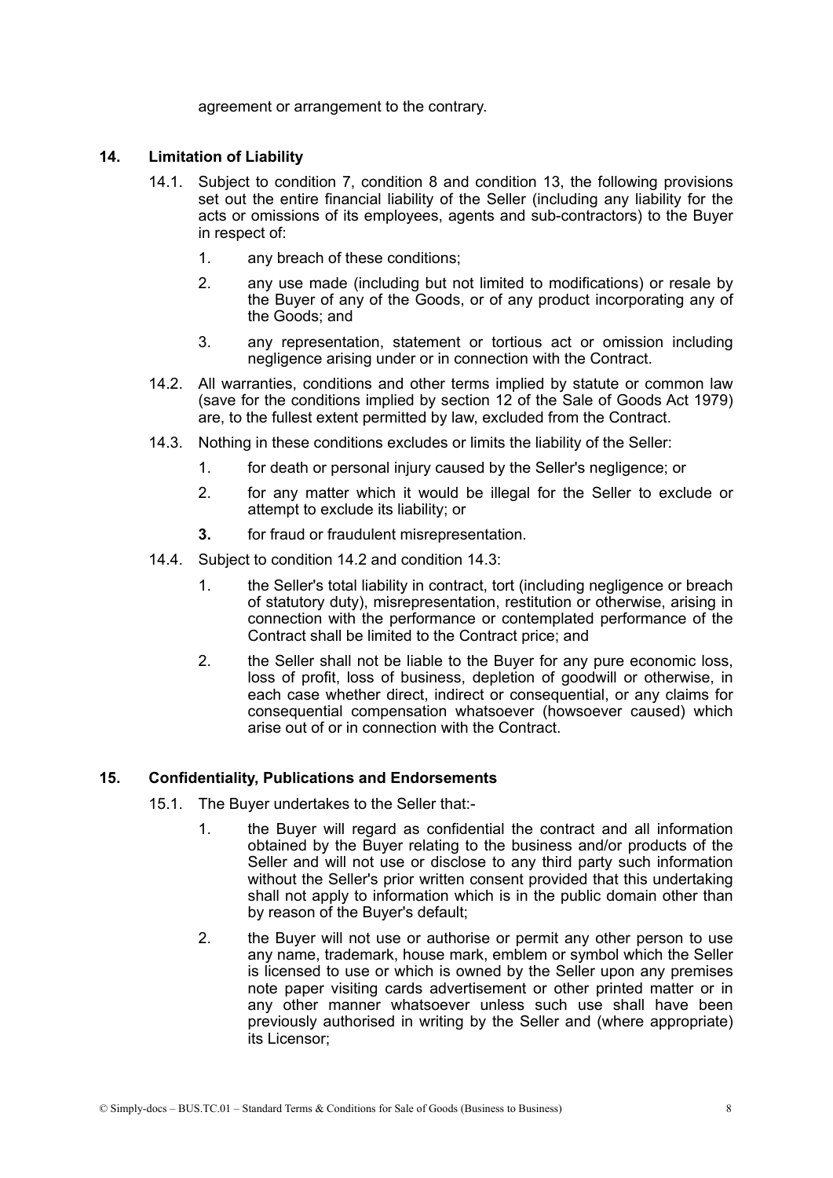agreement or arrangement to the contrary.

## 14. Limitation of Liability

14.1. Subject to condition 7, condition 8 and condition 13, the following provisions set out the entire financial liability of the Seller (including any liability for the acts or omissions of its employees, agents and sub-contractors) to the Buyer in respect of:

1. any breach of these conditions;
2. any use made (including but not limited to modifications) or resale by the Buyer of any of the Goods, or of any product incorporating any of the Goods; and
3. any representation, statement or tortious act or omission including negligence arising under or in connection with the Contract.

14.2. All warranties, conditions and other terms implied by statute or common law (save for the conditions implied by section 12 of the Sale of Goods Act 1979) are, to the fullest extent permitted by law, excluded from the Contract.

14.3. Nothing in these conditions excludes or limits the liability of the Seller:

1. for death or personal injury caused by the Seller's negligence; or
2. for any matter which it would be illegal for the Seller to exclude or attempt to exclude its liability; or
3. for fraud or fraudulent misrepresentation.

14.4. Subject to condition 14.2 and condition 14.3:

1. the Seller's total liability in contract, tort (including negligence or breach of statutory duty), misrepresentation, restitution or otherwise, arising in connection with the performance or contemplated performance of the Contract shall be limited to the Contract price; and
2. the Seller shall not be liable to the Buyer for any pure economic loss, loss of profit, loss of business, depletion of goodwill or otherwise, in each case whether direct, indirect or consequential, or any claims for consequential compensation whatsoever (howsoever caused) which arise out of or in connection with the Contract.

## 15. Confidentiality, Publications and Endorsements

15.1. The Buyer undertakes to the Seller that:-

1. the Buyer will regard as confidential the contract and all information obtained by the Buyer relating to the business and/or products of the Seller and will not use or disclose to any third party such information without the Seller's prior written consent provided that this undertaking shall not apply to information which is in the public domain other than by reason of the Buyer's default;
2. the Buyer will not use or authorise or permit any other person to use any name, trademark, house mark, emblem or symbol which the Seller is licensed to use or which is owned by the Seller upon any premises note paper visiting cards advertisement or other printed matter or in any other manner whatsoever unless such use shall have been previously authorised in writing by the Seller and (where appropriate) its Licensor;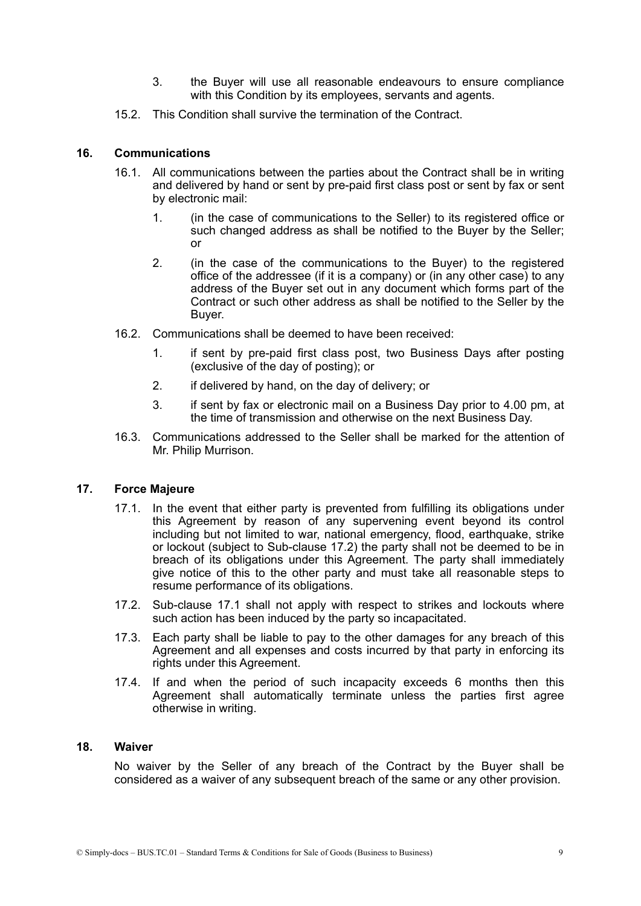3. the Buyer will use all reasonable endeavours to ensure compliance with this Condition by its employees, servants and agents.

15.2. This Condition shall survive the termination of the Contract.

## 16. Communications

16.1. All communications between the parties about the Contract shall be in writing and delivered by hand or sent by pre-paid first class post or sent by fax or sent by electronic mail:

1. (in the case of communications to the Seller) to its registered office or such changed address as shall be notified to the Buyer by the Seller; or

2. (in the case of the communications to the Buyer) to the registered office of the addressee (if it is a company) or (in any other case) to any address of the Buyer set out in any document which forms part of the Contract or such other address as shall be notified to the Seller by the Buyer.

16.2. Communications shall be deemed to have been received:

1. if sent by pre-paid first class post, two Business Days after posting (exclusive of the day of posting); or

2. if delivered by hand, on the day of delivery; or

3. if sent by fax or electronic mail on a Business Day prior to 4.00 pm, at the time of transmission and otherwise on the next Business Day.

16.3. Communications addressed to the Seller shall be marked for the attention of Mr. Philip Murrison.

## 17. Force Majeure

17.1. In the event that either party is prevented from fulfilling its obligations under this Agreement by reason of any supervening event beyond its control including but not limited to war, national emergency, flood, earthquake, strike or lockout (subject to Sub-clause 17.2) the party shall not be deemed to be in breach of its obligations under this Agreement. The party shall immediately give notice of this to the other party and must take all reasonable steps to resume performance of its obligations.

17.2. Sub-clause 17.1 shall not apply with respect to strikes and lockouts where such action has been induced by the party so incapacitated.

17.3. Each party shall be liable to pay to the other damages for any breach of this Agreement and all expenses and costs incurred by that party in enforcing its rights under this Agreement.

17.4. If and when the period of such incapacity exceeds 6 months then this Agreement shall automatically terminate unless the parties first agree otherwise in writing.

## 18. Waiver

No waiver by the Seller of any breach of the Contract by the Buyer shall be considered as a waiver of any subsequent breach of the same or any other provision.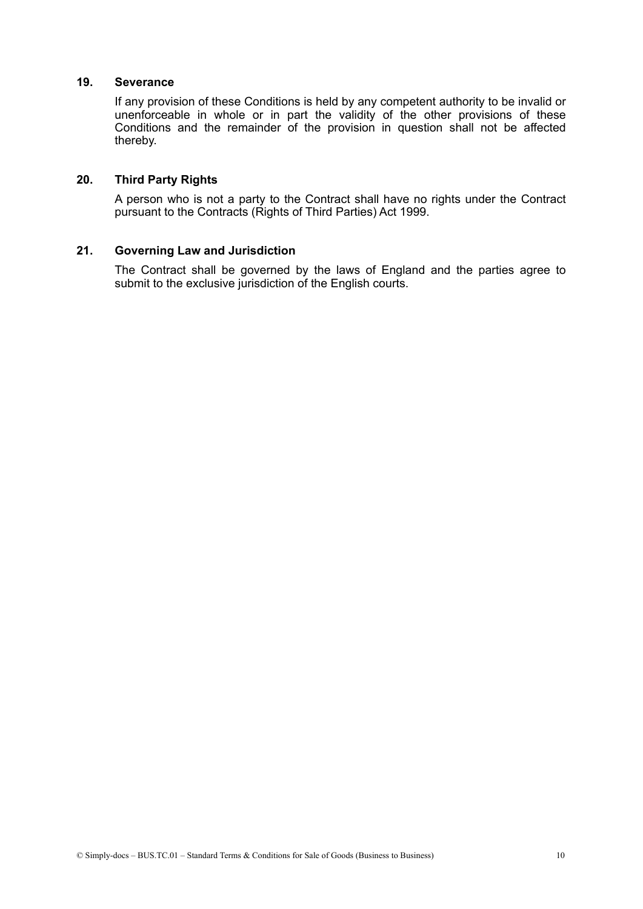## 19. Severance

If any provision of these Conditions is held by any competent authority to be invalid or unenforceable in whole or in part the validity of the other provisions of these Conditions and the remainder of the provision in question shall not be affected thereby.

## 20. Third Party Rights

A person who is not a party to the Contract shall have no rights under the Contract pursuant to the Contracts (Rights of Third Parties) Act 1999.

## 21. Governing Law and Jurisdiction

The Contract shall be governed by the laws of England and the parties agree to submit to the exclusive jurisdiction of the English courts.